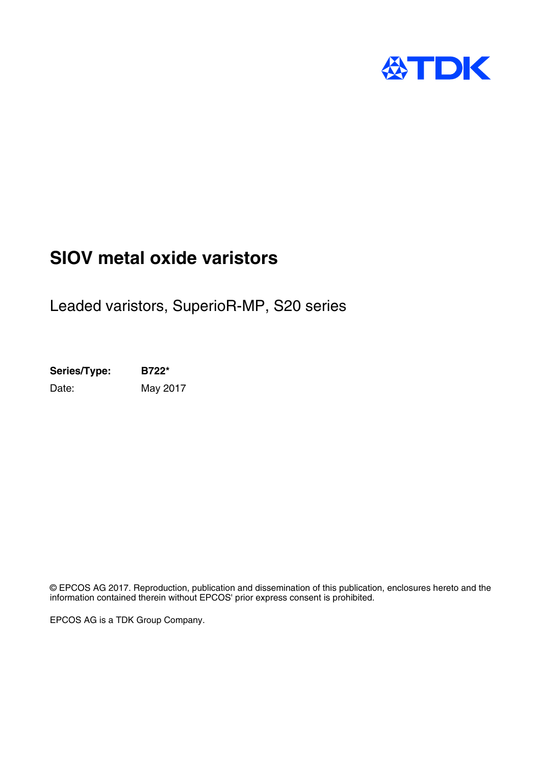# SIOV metal oxide varistors

Leaded varistors, SuperioR-MP, S20 series

**Series/Type:** **B722***
Date: May 2017

© EPCOS AG 2017. Reproduction, publication and dissemination of this publication, enclosures hereto and the information contained therein without EPCOS' prior express consent is prohibited.

EPCOS AG is a TDK Group Company.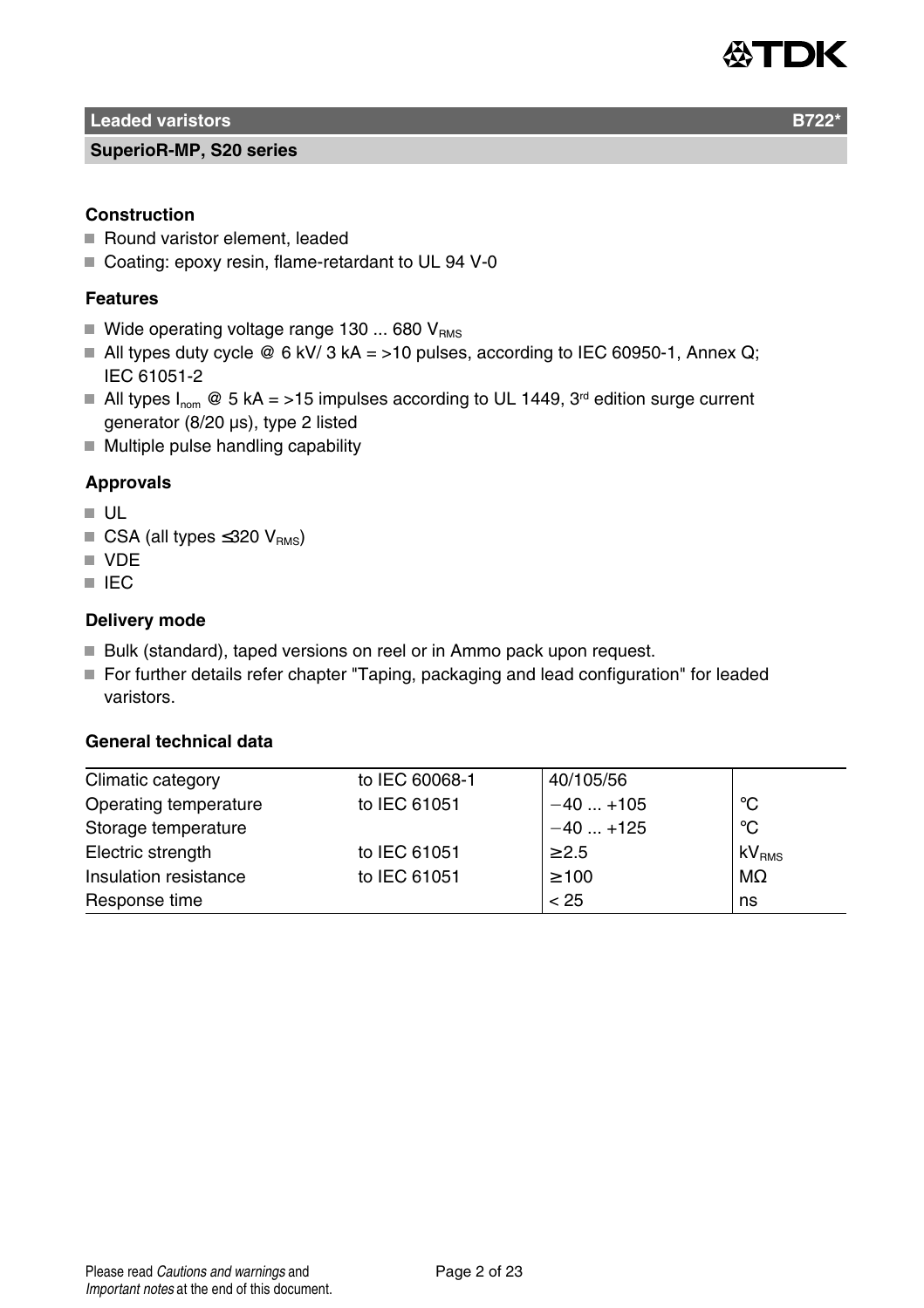## Leaded varistors B722*

### SuperioR-MP, S20 series

**Construction**

- Round varistor element, leaded
- Coating: epoxy resin, flame-retardant to UL 94 V-0

**Features**

- Wide operating voltage range 130 ... 680 $V_{RMS}$
- All types duty cycle @ 6 kV/ 3 kA = >10 pulses, according to IEC 60950-1, Annex Q; IEC 61051-2
- All types $I_{nom}$ @ 5 kA = >15 impulses according to UL 1449, 3rd edition surge current generator (8/20 µs), type 2 listed
- Multiple pulse handling capability

**Approvals**

- UL
- CSA (all types ≤320 $V_{RMS}$)
- VDE
- IEC

**Delivery mode**

- Bulk (standard), taped versions on reel or in Ammo pack upon request.
- For further details refer chapter "Taping, packaging and lead configuration" for leaded varistors.

**General technical data**

| | | | |
|---|---|---|---|
| Climatic category | to IEC 60068-1 | 40/105/56 | |
| Operating temperature | to IEC 61051 | −40 ... +105 | °C |
| Storage temperature | | −40 ... +125 | °C |
| Electric strength | to IEC 61051 | ≥2.5 | $kV_{RMS}$ |
| Insulation resistance | to IEC 61051 | ≥100 | MΩ |
| Response time | | < 25 | ns |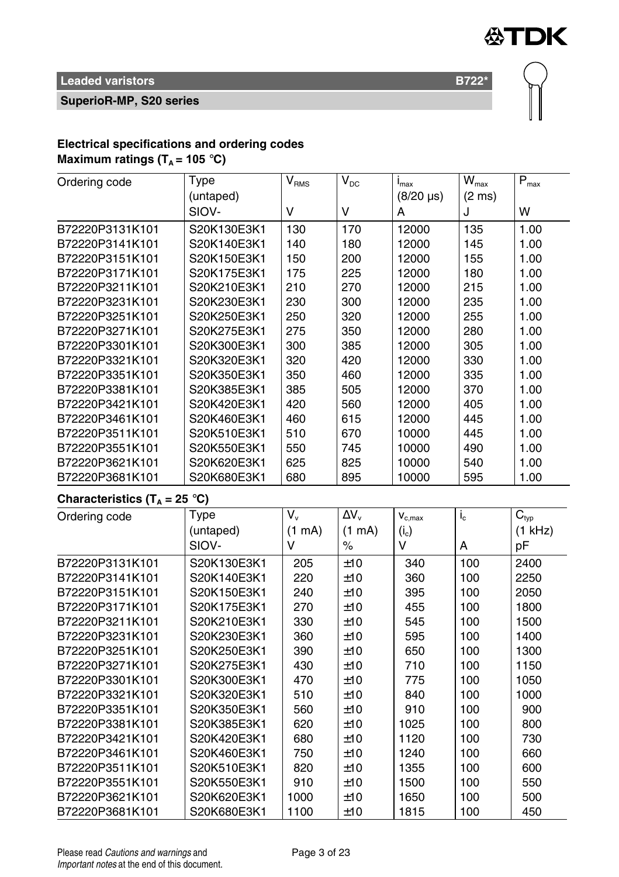**Leaded varistors** B722*

**SuperioR-MP, S20 series**

**Electrical specifications and ordering codes**
**Maximum ratings ($T_A$ = 105 °C)**

| Ordering code | Type (untaped) SIOV- | $V_{RMS}$ V | $V_{DC}$ V | $i_{max}$ (8/20 µs) A | $W_{max}$ (2 ms) J | $P_{max}$ W |
|---|---|---|---|---|---|---|
| B72220P3131K101 | S20K130E3K1 | 130 | 170 | 12000 | 135 | 1.00 |
| B72220P3141K101 | S20K140E3K1 | 140 | 180 | 12000 | 145 | 1.00 |
| B72220P3151K101 | S20K150E3K1 | 150 | 200 | 12000 | 155 | 1.00 |
| B72220P3171K101 | S20K175E3K1 | 175 | 225 | 12000 | 180 | 1.00 |
| B72220P3211K101 | S20K210E3K1 | 210 | 270 | 12000 | 215 | 1.00 |
| B72220P3231K101 | S20K230E3K1 | 230 | 300 | 12000 | 235 | 1.00 |
| B72220P3251K101 | S20K250E3K1 | 250 | 320 | 12000 | 255 | 1.00 |
| B72220P3271K101 | S20K275E3K1 | 275 | 350 | 12000 | 280 | 1.00 |
| B72220P3301K101 | S20K300E3K1 | 300 | 385 | 12000 | 305 | 1.00 |
| B72220P3321K101 | S20K320E3K1 | 320 | 420 | 12000 | 330 | 1.00 |
| B72220P3351K101 | S20K350E3K1 | 350 | 460 | 12000 | 335 | 1.00 |
| B72220P3381K101 | S20K385E3K1 | 385 | 505 | 12000 | 370 | 1.00 |
| B72220P3421K101 | S20K420E3K1 | 420 | 560 | 12000 | 405 | 1.00 |
| B72220P3461K101 | S20K460E3K1 | 460 | 615 | 12000 | 445 | 1.00 |
| B72220P3511K101 | S20K510E3K1 | 510 | 670 | 10000 | 445 | 1.00 |
| B72220P3551K101 | S20K550E3K1 | 550 | 745 | 10000 | 490 | 1.00 |
| B72220P3621K101 | S20K620E3K1 | 625 | 825 | 10000 | 540 | 1.00 |
| B72220P3681K101 | S20K680E3K1 | 680 | 895 | 10000 | 595 | 1.00 |

**Characteristics ($T_A$ = 25 °C)**

| Ordering code | Type (untaped) SIOV- | $V_v$ (1 mA) V | $\Delta V_v$ (1 mA) % | $v_{c,max}$ ($i_c$) V | $i_c$ A | $C_{typ}$ (1 kHz) pF |
|---|---|---|---|---|---|---|
| B72220P3131K101 | S20K130E3K1 | 205 | ±10 | 340 | 100 | 2400 |
| B72220P3141K101 | S20K140E3K1 | 220 | ±10 | 360 | 100 | 2250 |
| B72220P3151K101 | S20K150E3K1 | 240 | ±10 | 395 | 100 | 2050 |
| B72220P3171K101 | S20K175E3K1 | 270 | ±10 | 455 | 100 | 1800 |
| B72220P3211K101 | S20K210E3K1 | 330 | ±10 | 545 | 100 | 1500 |
| B72220P3231K101 | S20K230E3K1 | 360 | ±10 | 595 | 100 | 1400 |
| B72220P3251K101 | S20K250E3K1 | 390 | ±10 | 650 | 100 | 1300 |
| B72220P3271K101 | S20K275E3K1 | 430 | ±10 | 710 | 100 | 1150 |
| B72220P3301K101 | S20K300E3K1 | 470 | ±10 | 775 | 100 | 1050 |
| B72220P3321K101 | S20K320E3K1 | 510 | ±10 | 840 | 100 | 1000 |
| B72220P3351K101 | S20K350E3K1 | 560 | ±10 | 910 | 100 | 900 |
| B72220P3381K101 | S20K385E3K1 | 620 | ±10 | 1025 | 100 | 800 |
| B72220P3421K101 | S20K420E3K1 | 680 | ±10 | 1120 | 100 | 730 |
| B72220P3461K101 | S20K460E3K1 | 750 | ±10 | 1240 | 100 | 660 |
| B72220P3511K101 | S20K510E3K1 | 820 | ±10 | 1355 | 100 | 600 |
| B72220P3551K101 | S20K550E3K1 | 910 | ±10 | 1500 | 100 | 550 |
| B72220P3621K101 | S20K620E3K1 | 1000 | ±10 | 1650 | 100 | 500 |
| B72220P3681K101 | S20K680E3K1 | 1100 | ±10 | 1815 | 100 | 450 |

Please read *Cautions and warnings* and *Important notes* at the end of this document.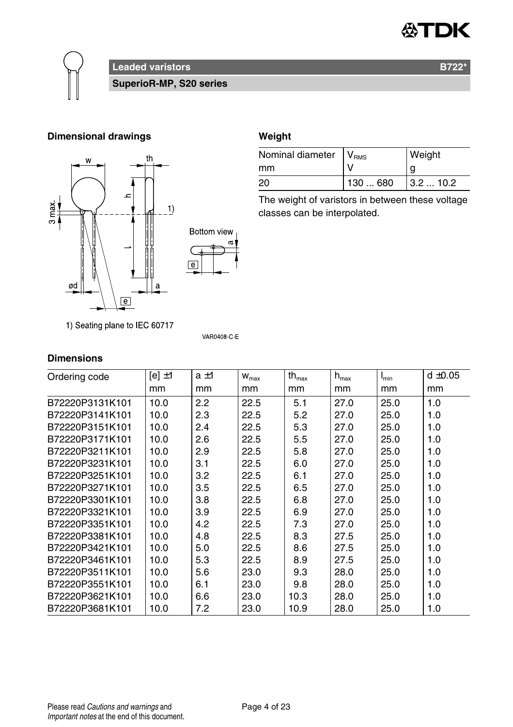## Leaded varistors

### SuperioR-MP, S20 series

**B722***

### Dimensional drawings

1) Seating plane to IEC 60717

VAR0408-C-E

### Weight

| Nominal diameter mm | $V_{RMS}$ V | Weight g |
|---|---|---|
| 20 | 130 ... 680 | 3.2 ... 10.2 |

The weight of varistors in between these voltage classes can be interpolated.

### Dimensions

| Ordering code | [e] ±1 mm | a ±1 mm | $w_{max}$ mm | $th_{max}$ mm | $h_{max}$ mm | $l_{min}$ mm | d ±0.05 mm |
|---|---|---|---|---|---|---|---|
| B72220P3131K101 | 10.0 | 2.2 | 22.5 | 5.1 | 27.0 | 25.0 | 1.0 |
| B72220P3141K101 | 10.0 | 2.3 | 22.5 | 5.2 | 27.0 | 25.0 | 1.0 |
| B72220P3151K101 | 10.0 | 2.4 | 22.5 | 5.3 | 27.0 | 25.0 | 1.0 |
| B72220P3171K101 | 10.0 | 2.6 | 22.5 | 5.5 | 27.0 | 25.0 | 1.0 |
| B72220P3211K101 | 10.0 | 2.9 | 22.5 | 5.8 | 27.0 | 25.0 | 1.0 |
| B72220P3231K101 | 10.0 | 3.1 | 22.5 | 6.0 | 27.0 | 25.0 | 1.0 |
| B72220P3251K101 | 10.0 | 3.2 | 22.5 | 6.1 | 27.0 | 25.0 | 1.0 |
| B72220P3271K101 | 10.0 | 3.5 | 22.5 | 6.5 | 27.0 | 25.0 | 1.0 |
| B72220P3301K101 | 10.0 | 3.8 | 22.5 | 6.8 | 27.0 | 25.0 | 1.0 |
| B72220P3321K101 | 10.0 | 3.9 | 22.5 | 6.9 | 27.0 | 25.0 | 1.0 |
| B72220P3351K101 | 10.0 | 4.2 | 22.5 | 7.3 | 27.0 | 25.0 | 1.0 |
| B72220P3381K101 | 10.0 | 4.8 | 22.5 | 8.3 | 27.5 | 25.0 | 1.0 |
| B72220P3421K101 | 10.0 | 5.0 | 22.5 | 8.6 | 27.5 | 25.0 | 1.0 |
| B72220P3461K101 | 10.0 | 5.3 | 22.5 | 8.9 | 27.5 | 25.0 | 1.0 |
| B72220P3511K101 | 10.0 | 5.6 | 23.0 | 9.3 | 28.0 | 25.0 | 1.0 |
| B72220P3551K101 | 10.0 | 6.1 | 23.0 | 9.8 | 28.0 | 25.0 | 1.0 |
| B72220P3621K101 | 10.0 | 6.6 | 23.0 | 10.3 | 28.0 | 25.0 | 1.0 |
| B72220P3681K101 | 10.0 | 7.2 | 23.0 | 10.9 | 28.0 | 25.0 | 1.0 |

Please read *Cautions and warnings* and *Important notes* at the end of this document.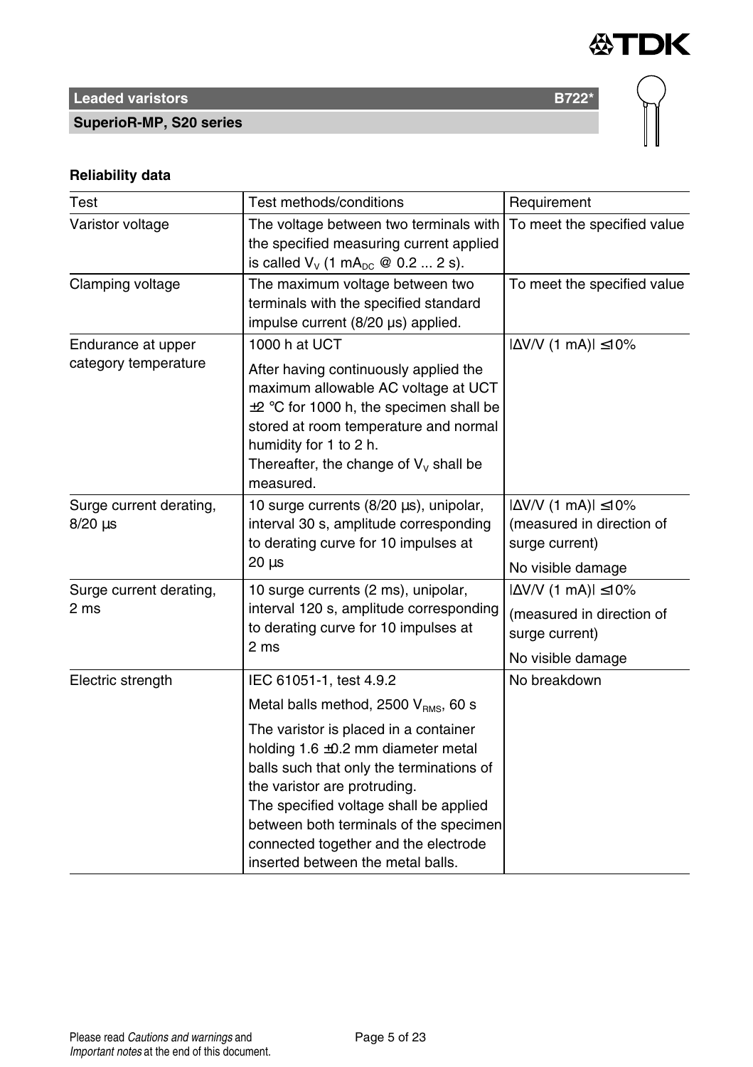## Reliability data

| Test | Test methods/conditions | Requirement |
|---|---|---|
| Varistor voltage | The voltage between two terminals with the specified measuring current applied is called $V_V$ (1 $mA_{DC}$ @ 0.2 ... 2 s). | To meet the specified value |
| Clamping voltage | The maximum voltage between two terminals with the specified standard impulse current (8/20 µs) applied. | To meet the specified value |
| Endurance at upper category temperature | 1000 h at UCT<br><br>After having continuously applied the maximum allowable AC voltage at UCT ±2 °C for 1000 h, the specimen shall be stored at room temperature and normal humidity for 1 to 2 h.<br>Thereafter, the change of $V_V$ shall be measured. | $\lvert\Delta V/V$ (1 mA)$\rvert \leq 10\%$ |
| Surge current derating, 8/20 µs | 10 surge currents (8/20 µs), unipolar, interval 30 s, amplitude corresponding to derating curve for 10 impulses at 20 µs | $\lvert\Delta V/V$ (1 mA)$\rvert \leq 10\%$ (measured in direction of surge current)<br><br>No visible damage |
| Surge current derating, 2 ms | 10 surge currents (2 ms), unipolar, interval 120 s, amplitude corresponding to derating curve for 10 impulses at 2 ms | $\lvert\Delta V/V$ (1 mA)$\rvert \leq 10\%$<br><br>(measured in direction of surge current)<br><br>No visible damage |
| Electric strength | IEC 61051-1, test 4.9.2<br><br>Metal balls method, 2500 $V_{RMS}$, 60 s<br><br>The varistor is placed in a container holding 1.6 ±0.2 mm diameter metal balls such that only the terminations of the varistor are protruding.<br>The specified voltage shall be applied between both terminals of the specimen connected together and the electrode inserted between the metal balls. | No breakdown |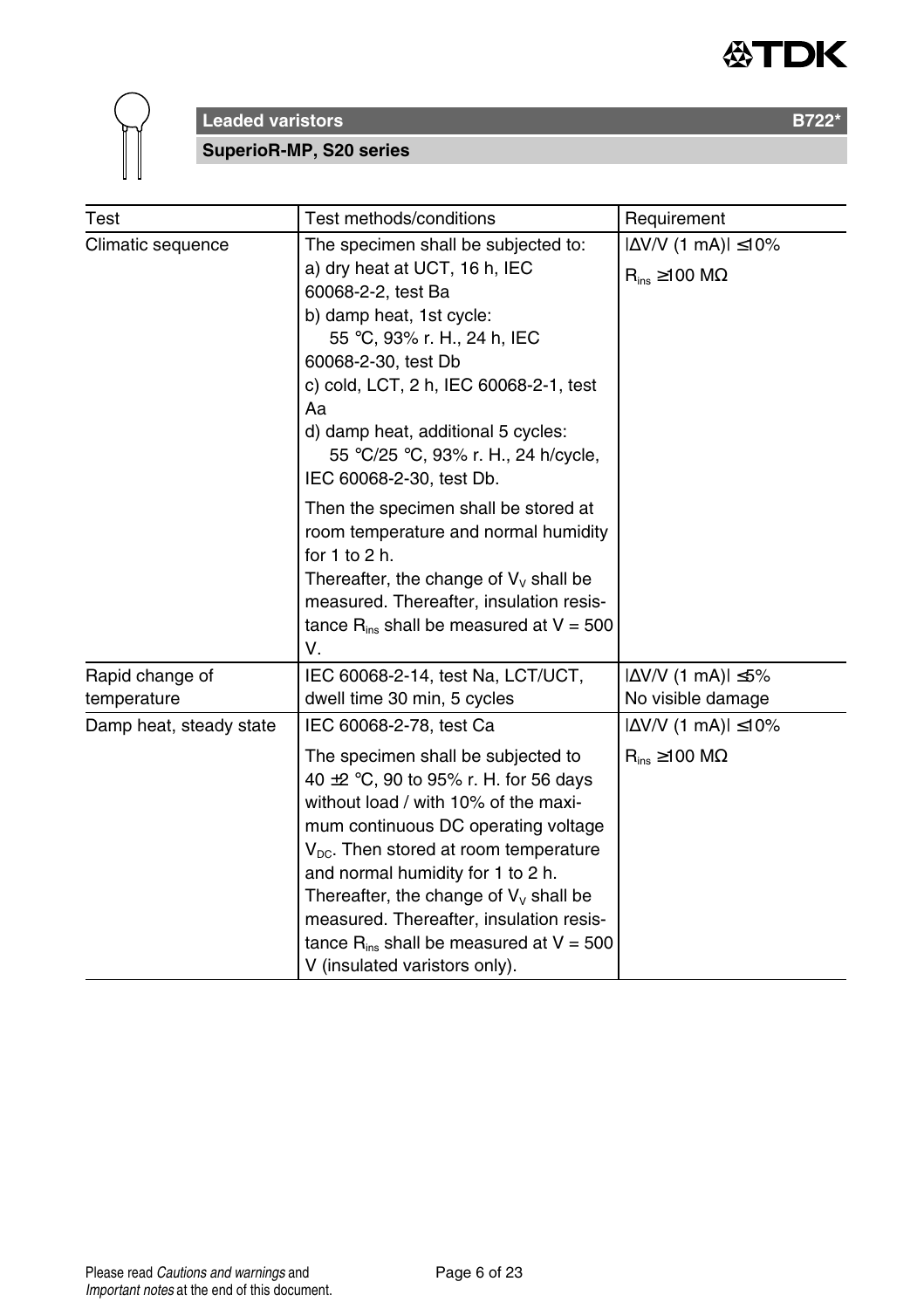| Test | Test methods/conditions | Requirement |
|---|---|---|
| Climatic sequence | The specimen shall be subjected to:<br>a) dry heat at UCT, 16 h, IEC 60068-2-2, test Ba<br>b) damp heat, 1st cycle:<br>55 °C, 93% r. H., 24 h, IEC 60068-2-30, test Db<br>c) cold, LCT, 2 h, IEC 60068-2-1, test Aa<br>d) damp heat, additional 5 cycles:<br>55 °C/25 °C, 93% r. H., 24 h/cycle, IEC 60068-2-30, test Db.<br><br>Then the specimen shall be stored at room temperature and normal humidity for 1 to 2 h.<br>Thereafter, the change of $V_V$ shall be measured. Thereafter, insulation resistance $R_{ins}$ shall be measured at V = 500 V. | $\|\Delta V/V$ (1 mA)$\| \leq 10\%$<br>$R_{ins} \geq 100$ MΩ |
| Rapid change of temperature | IEC 60068-2-14, test Na, LCT/UCT, dwell time 30 min, 5 cycles | $\|\Delta V/V$ (1 mA)$\| \leq 5\%$<br>No visible damage |
| Damp heat, steady state | IEC 60068-2-78, test Ca<br><br>The specimen shall be subjected to 40 ±2 °C, 90 to 95% r. H. for 56 days without load / with 10% of the maximum continuous DC operating voltage $V_{DC}$. Then stored at room temperature and normal humidity for 1 to 2 h.<br>Thereafter, the change of $V_V$ shall be measured. Thereafter, insulation resistance $R_{ins}$ shall be measured at V = 500 V (insulated varistors only). | $\|\Delta V/V$ (1 mA)$\| \leq 10\%$<br>$R_{ins} \geq 100$ MΩ |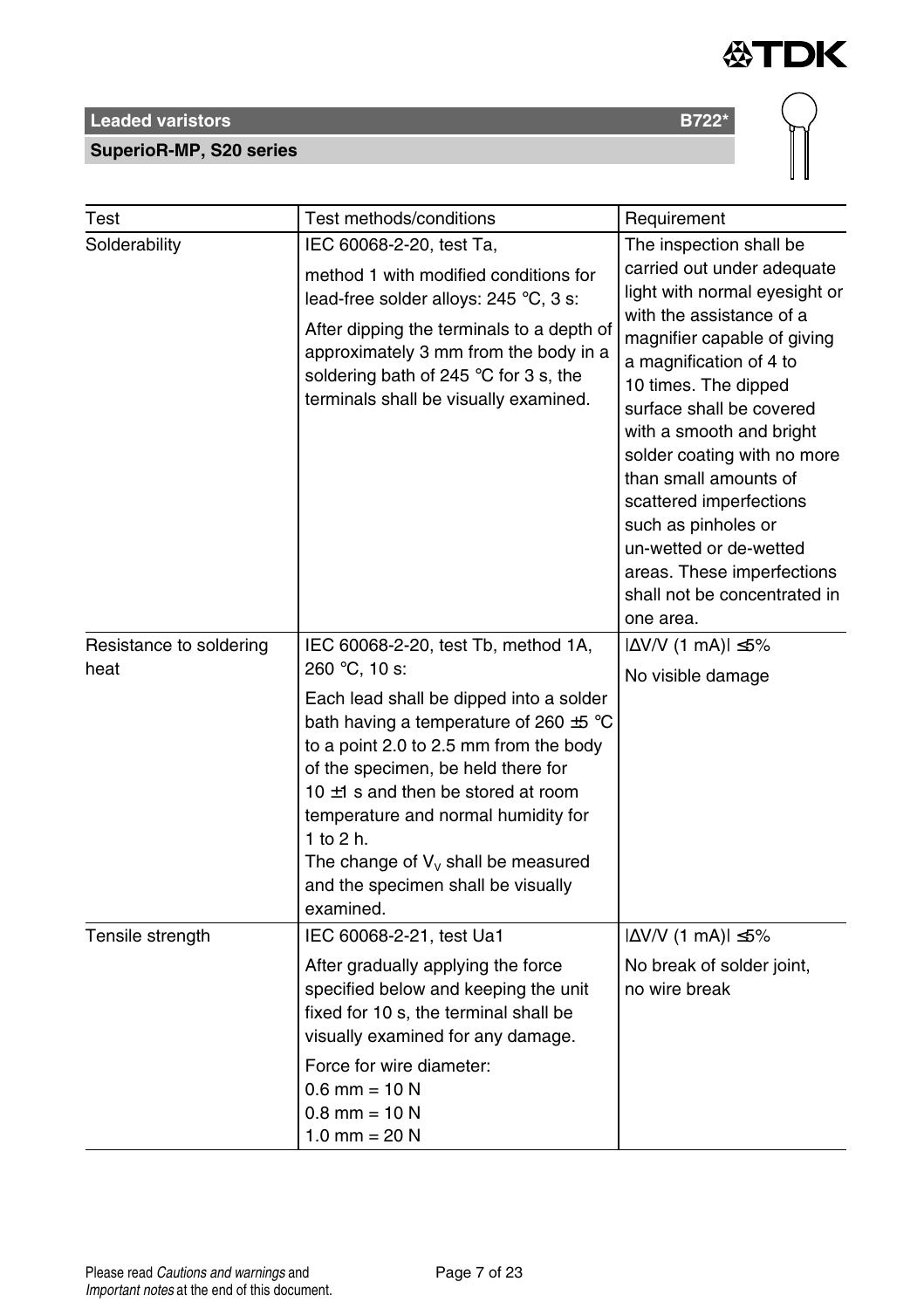| Test | Test methods/conditions | Requirement |
|---|---|---|
| Solderability | IEC 60068-2-20, test Ta,<br>method 1 with modified conditions for lead-free solder alloys: 245 °C, 3 s:<br>After dipping the terminals to a depth of approximately 3 mm from the body in a soldering bath of 245 °C for 3 s, the terminals shall be visually examined. | The inspection shall be carried out under adequate light with normal eyesight or with the assistance of a magnifier capable of giving a magnification of 4 to 10 times. The dipped surface shall be covered with a smooth and bright solder coating with no more than small amounts of scattered imperfections such as pinholes or un-wetted or de-wetted areas. These imperfections shall not be concentrated in one area. |
| Resistance to soldering heat | IEC 60068-2-20, test Tb, method 1A, 260 °C, 10 s:<br>Each lead shall be dipped into a solder bath having a temperature of 260 ±5 °C to a point 2.0 to 2.5 mm from the body of the specimen, be held there for 10 ±1 s and then be stored at room temperature and normal humidity for 1 to 2 h.<br>The change of $V_V$ shall be measured and the specimen shall be visually examined. | $\lvert \Delta V/V \text{ (1 mA)} \rvert \leq 5\%$<br>No visible damage |
| Tensile strength | IEC 60068-2-21, test Ua1<br>After gradually applying the force specified below and keeping the unit fixed for 10 s, the terminal shall be visually examined for any damage.<br>Force for wire diameter:<br>0.6 mm = 10 N<br>0.8 mm = 10 N<br>1.0 mm = 20 N | $\lvert \Delta V/V \text{ (1 mA)} \rvert \leq 5\%$<br>No break of solder joint, no wire break |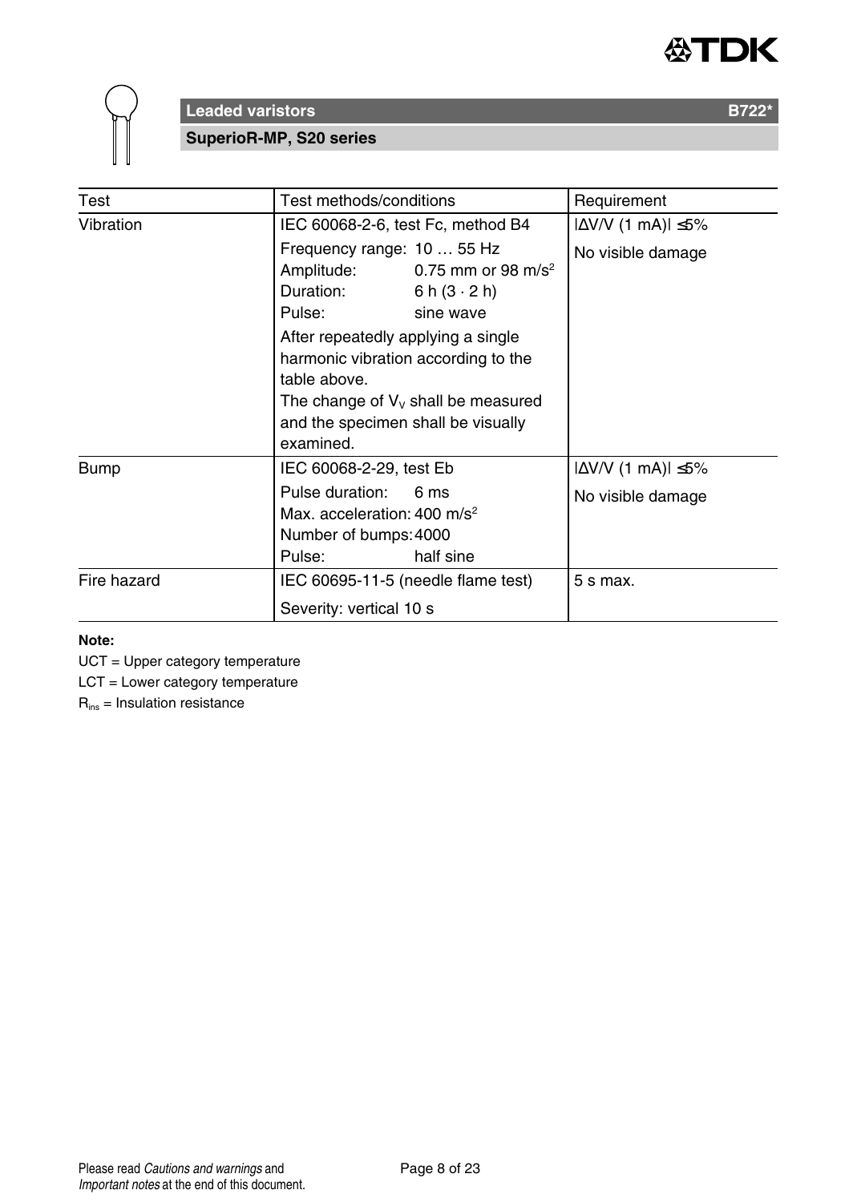| Test | Test methods/conditions | Requirement |
|---|---|---|
| Vibration | IEC 60068-2-6, test Fc, method B4<br>Frequency range: 10 … 55 Hz<br>Amplitude: 0.75 mm or 98 m/s$^2$<br>Duration: 6 h (3 · 2 h)<br>Pulse: sine wave<br>After repeatedly applying a single harmonic vibration according to the table above.<br>The change of $V_V$ shall be measured and the specimen shall be visually examined. | $\lvert \Delta V/V\ (1\ mA) \rvert \leq 5\%$<br>No visible damage |
| Bump | IEC 60068-2-29, test Eb<br>Pulse duration: 6 ms<br>Max. acceleration: 400 m/s$^2$<br>Number of bumps: 4000<br>Pulse: half sine | $\lvert \Delta V/V\ (1\ mA) \rvert \leq 5\%$<br>No visible damage |
| Fire hazard | IEC 60695-11-5 (needle flame test)<br>Severity: vertical 10 s | 5 s max. |

**Note:**

UCT = Upper category temperature

LCT = Lower category temperature

$R_{ins}$ = Insulation resistance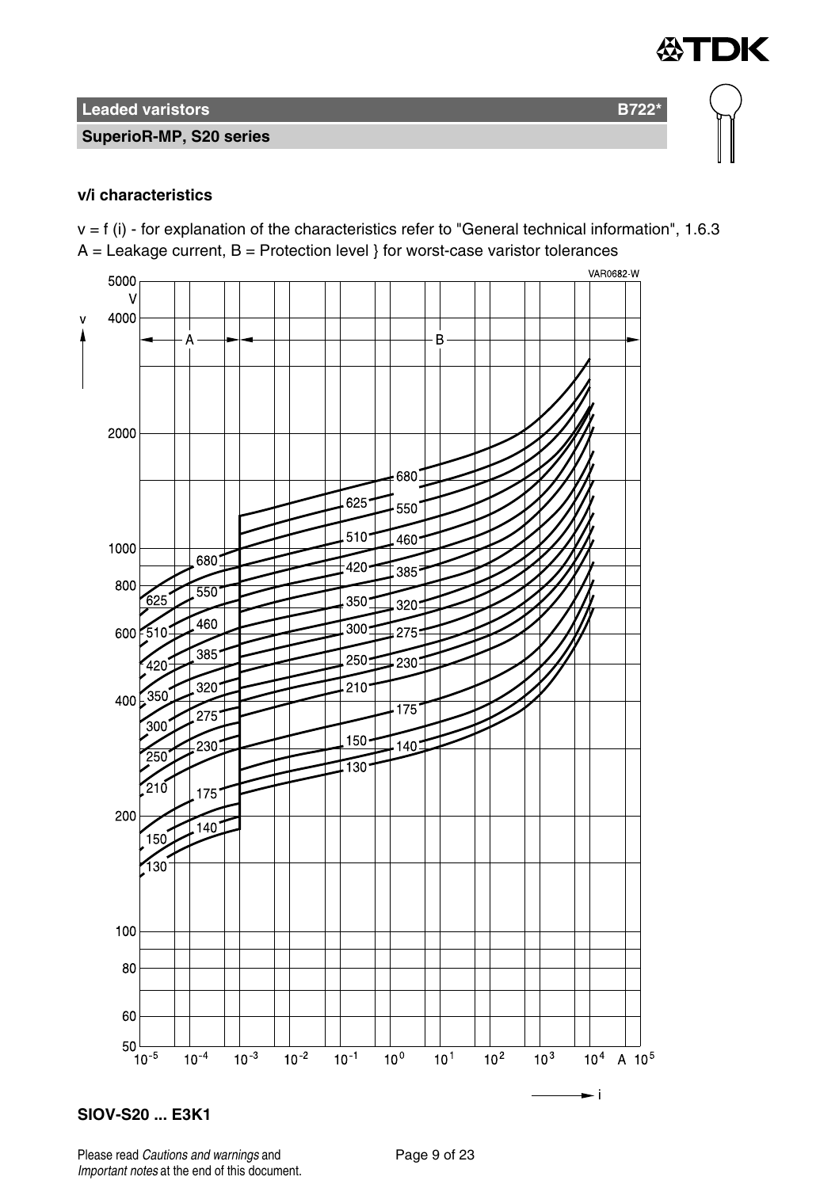## v/i characteristics

v = f (i) - for explanation of the characteristics refer to "General technical information", 1.6.3
A = Leakage current, B = Protection level } for worst-case varistor tolerances

**SIOV-S20 ... E3K1**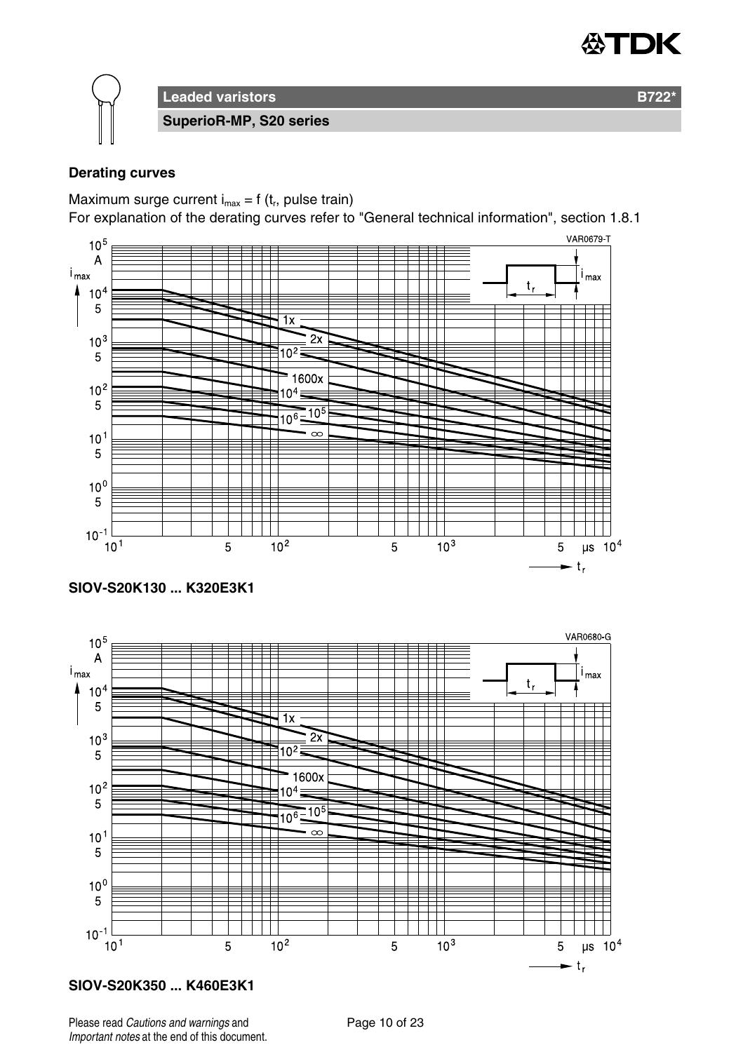## Derating curves

Maximum surge current $i_{max}$ = f ($t_r$, pulse train)

For explanation of the derating curves refer to "General technical information", section 1.8.1

**SIOV-S20K130 ... K320E3K1**

**SIOV-S20K350 ... K460E3K1**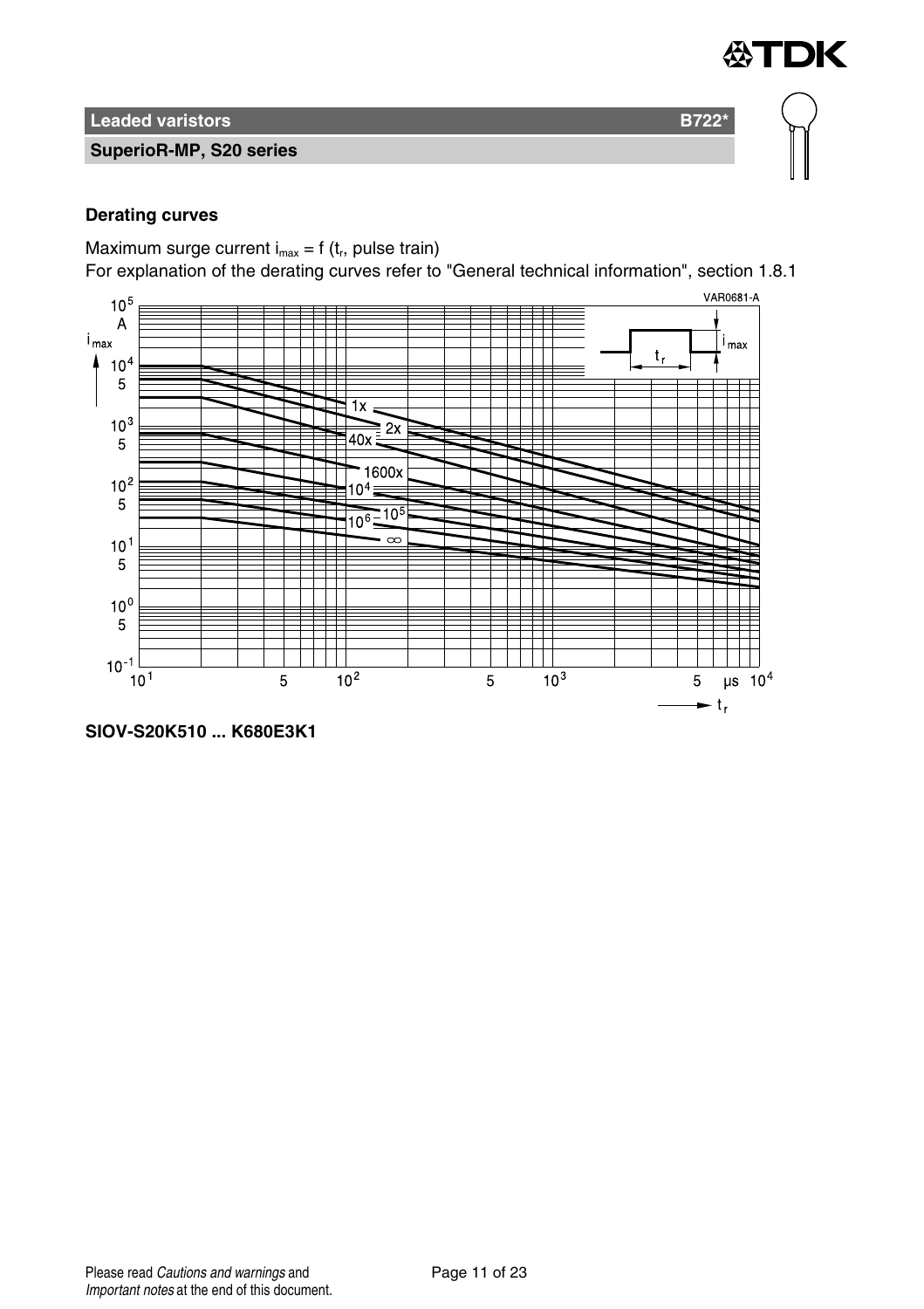**Leaded varistors** **B722***

**SuperioR-MP, S20 series**

### Derating curves

Maximum surge current $i_{max} = f$ ($t_r$, pulse train)

For explanation of the derating curves refer to "General technical information", section 1.8.1

**SIOV-S20K510 ... K680E3K1**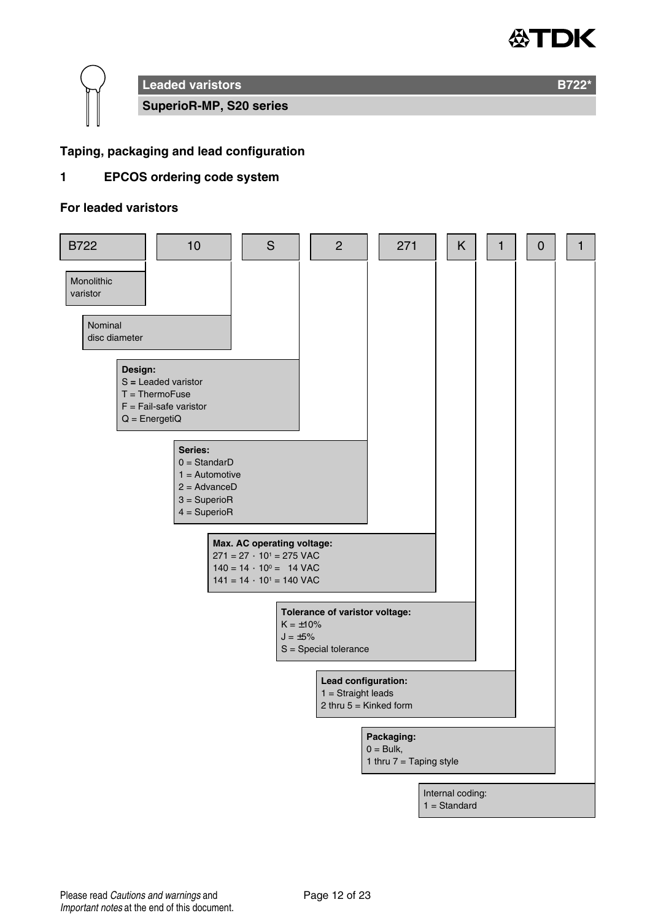## Taping, packaging and lead configuration

## 1 EPCOS ordering code system

### For leaded varistors

| B722 | 10 | S | 2 | 271 | K | 1 | 0 | 1 |
|---|---|---|---|---|---|---|---|---|

- **B722** – Monolithic varistor
- **10** – Nominal disc diameter
- **S** – **Design:**
  - S = Leaded varistor
  - T = ThermoFuse
  - F = Fail-safe varistor
  - Q = EnergetiQ
- **2** – **Series:**
  - 0 = StandarD
  - 1 = Automotive
  - 2 = AdvanceD
  - 3 = SuperioR
  - 4 = SuperioR
- **271** – **Max. AC operating voltage:**
  - 271 = $27 \cdot 10^1$ = 275 VAC
  - 140 = $14 \cdot 10^0$ = 14 VAC
  - 141 = $14 \cdot 10^1$ = 140 VAC
- **K** – **Tolerance of varistor voltage:**
  - K = ±10%
  - J = ±5%
  - S = Special tolerance
- **1** – **Lead configuration:**
  - 1 = Straight leads
  - 2 thru 5 = Kinked form
- **0** – **Packaging:**
  - 0 = Bulk,
  - 1 thru 7 = Taping style
- **1** – Internal coding:
  - 1 = Standard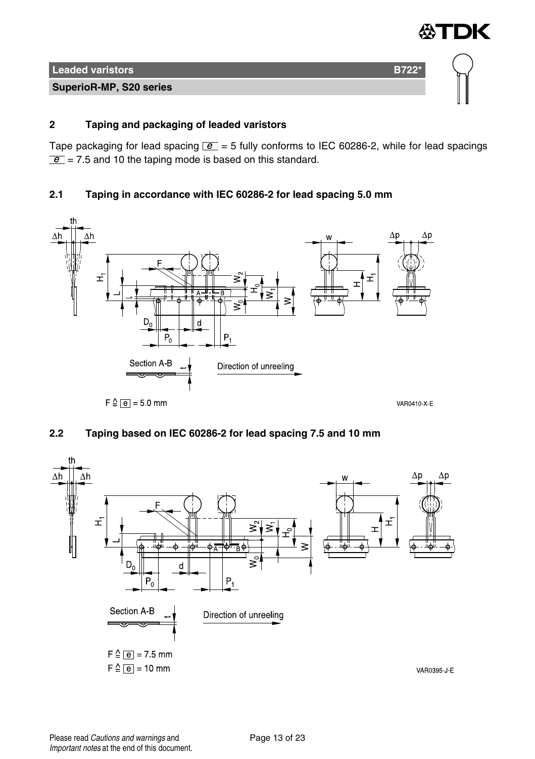## 2 Taping and packaging of leaded varistors

Tape packaging for lead spacing e = 5 fully conforms to IEC 60286-2, while for lead spacings e = 7.5 and 10 the taping mode is based on this standard.

### 2.1 Taping in accordance with IEC 60286-2 for lead spacing 5.0 mm

Section A-B

Direction of unreeling

F ≙ e = 5.0 mm

VAR0410-X-E

### 2.2 Taping based on IEC 60286-2 for lead spacing 7.5 and 10 mm

Section A-B

Direction of unreeling

F ≙ e = 7.5 mm

F ≙ e = 10 mm

VAR0395-J-E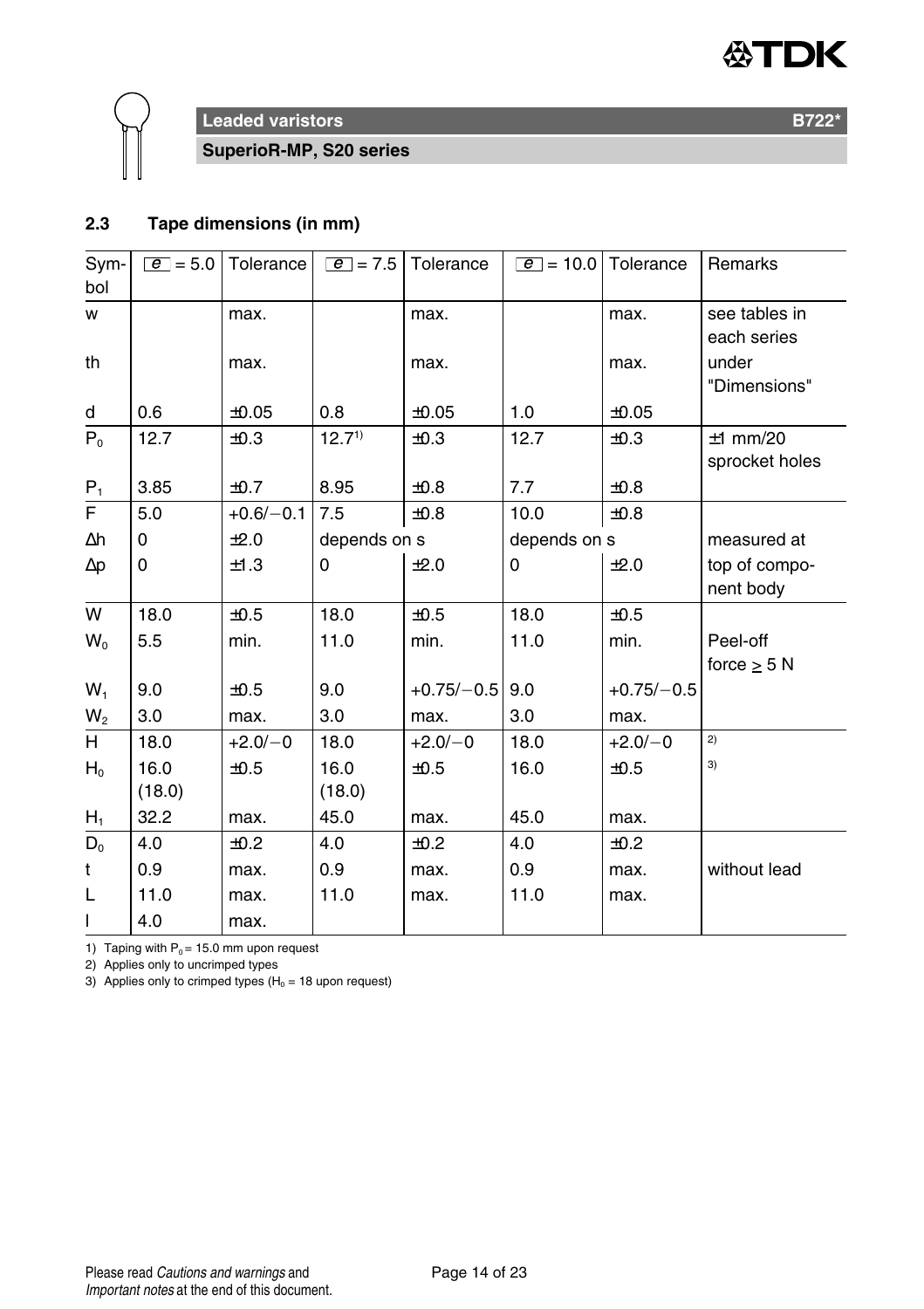**Leaded varistors** **B722***

**SuperioR-MP, S20 series**

## 2.3 Tape dimensions (in mm)

| Symbol | e = 5.0 | Tolerance | e = 7.5 | Tolerance | e = 10.0 | Tolerance | Remarks |
|---|---|---|---|---|---|---|---|
| w | | max. | | max. | | max. | see tables in each series |
| th | | max. | | max. | | max. | under "Dimensions" |
| d | 0.6 | ±0.05 | 0.8 | ±0.05 | 1.0 | ±0.05 | |
| $P_0$ | 12.7 | ±0.3 | 12.7[1)] | ±0.3 | 12.7 | ±0.3 | ±1 mm/20 sprocket holes |
| $P_1$ | 3.85 | ±0.7 | 8.95 | ±0.8 | 7.7 | ±0.8 | |
| F | 5.0 | +0.6/−0.1 | 7.5 | ±0.8 | 10.0 | ±0.8 | |
| Δh | 0 | ±2.0 | depends on s | | depends on s | | measured at |
| Δp | 0 | ±1.3 | 0 | ±2.0 | 0 | ±2.0 | top of component body |
| W | 18.0 | ±0.5 | 18.0 | ±0.5 | 18.0 | ±0.5 | |
| $W_0$ | 5.5 | min. | 11.0 | min. | 11.0 | min. | Peel-off force ≥ 5 N |
| $W_1$ | 9.0 | ±0.5 | 9.0 | +0.75/−0.5 | 9.0 | +0.75/−0.5 | |
| $W_2$ | 3.0 | max. | 3.0 | max. | 3.0 | max. | |
| H | 18.0 | +2.0/−0 | 18.0 | +2.0/−0 | 18.0 | +2.0/−0 | 2) |
| $H_0$ | 16.0 (18.0) | ±0.5 | 16.0 (18.0) | ±0.5 | 16.0 | ±0.5 | 3) |
| $H_1$ | 32.2 | max. | 45.0 | max. | 45.0 | max. | |
| $D_0$ | 4.0 | ±0.2 | 4.0 | ±0.2 | 4.0 | ±0.2 | |
| t | 0.9 | max. | 0.9 | max. | 0.9 | max. | without lead |
| L | 11.0 | max. | 11.0 | max. | 11.0 | max. | |
| l | 4.0 | max. | | | | | |

1) Taping with $P_0$ = 15.0 mm upon request

2) Applies only to uncrimped types

3) Applies only to crimped types ($H_0$ = 18 upon request)

Please read *Cautions and warnings* and *Important notes* at the end of this document.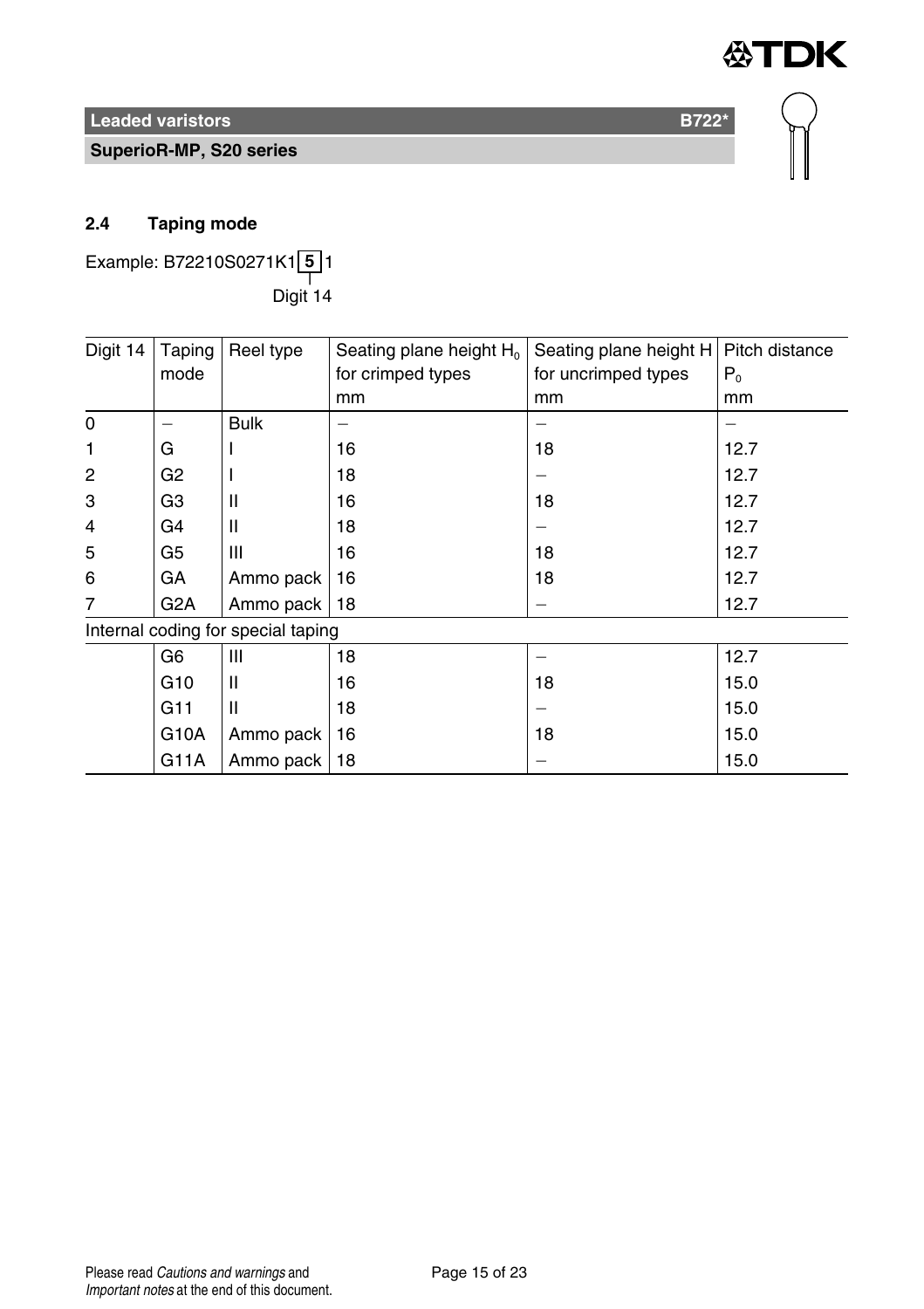## 2.4 Taping mode

Example: B72210S0271K1 **5** 1

Digit 14

| Digit 14 | Taping mode | Reel type | Seating plane height $H_0$ for crimped types mm | Seating plane height H for uncrimped types mm | Pitch distance $P_0$ mm |
|---|---|---|---|---|---|
| 0 | – | Bulk | – | – | – |
| 1 | G | I | 16 | 18 | 12.7 |
| 2 | G2 | I | 18 | – | 12.7 |
| 3 | G3 | II | 16 | 18 | 12.7 |
| 4 | G4 | II | 18 | – | 12.7 |
| 5 | G5 | III | 16 | 18 | 12.7 |
| 6 | GA | Ammo pack | 16 | 18 | 12.7 |
| 7 | G2A | Ammo pack | 18 | – | 12.7 |
| Internal coding for special taping | | | | | |
| | G6 | III | 18 | – | 12.7 |
| | G10 | II | 16 | 18 | 15.0 |
| | G11 | II | 18 | – | 15.0 |
| | G10A | Ammo pack | 16 | 18 | 15.0 |
| | G11A | Ammo pack | 18 | – | 15.0 |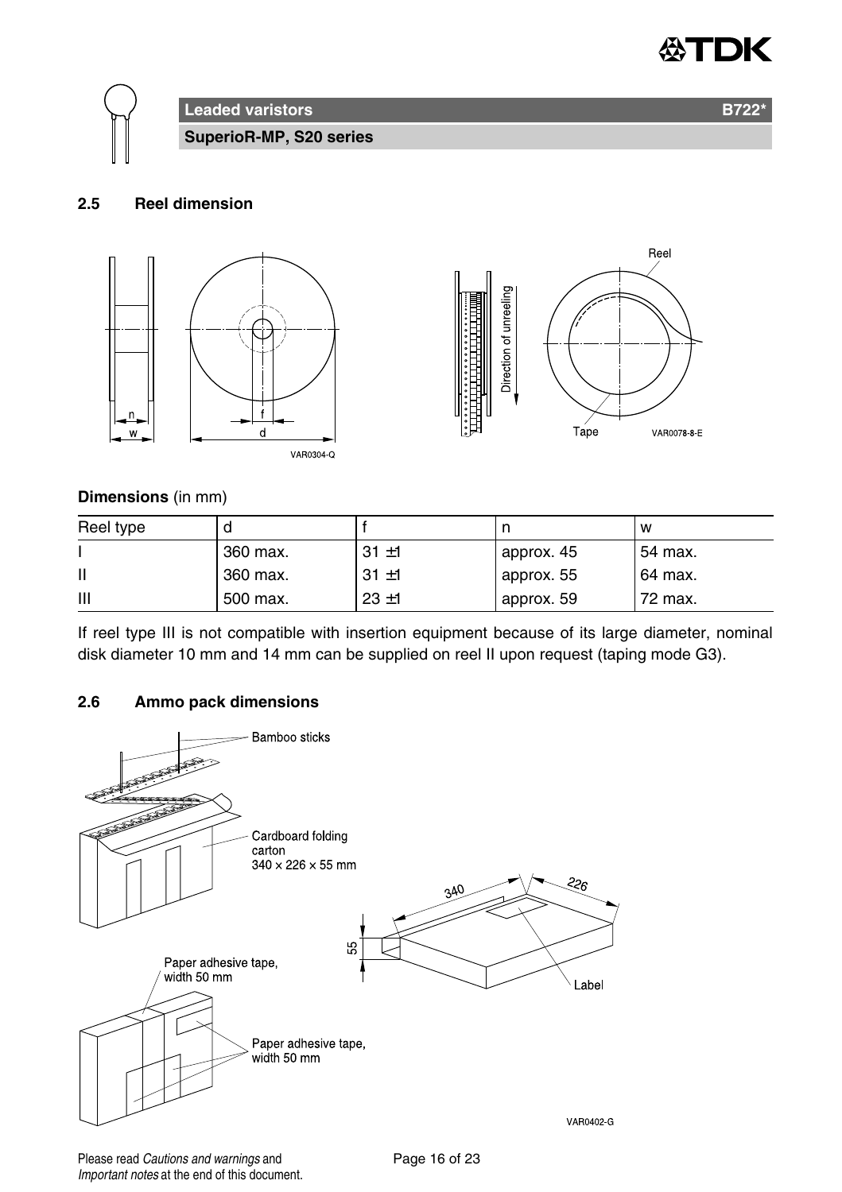## 2.5 Reel dimension

**Dimensions** (in mm)

| Reel type | d | f | n | w |
|---|---|---|---|---|
| I | 360 max. | 31 ±1 | approx. 45 | 54 max. |
| II | 360 max. | 31 ±1 | approx. 55 | 64 max. |
| III | 500 max. | 23 ±1 | approx. 59 | 72 max. |

If reel type III is not compatible with insertion equipment because of its large diameter, nominal disk diameter 10 mm and 14 mm can be supplied on reel II upon request (taping mode G3).

## 2.6 Ammo pack dimensions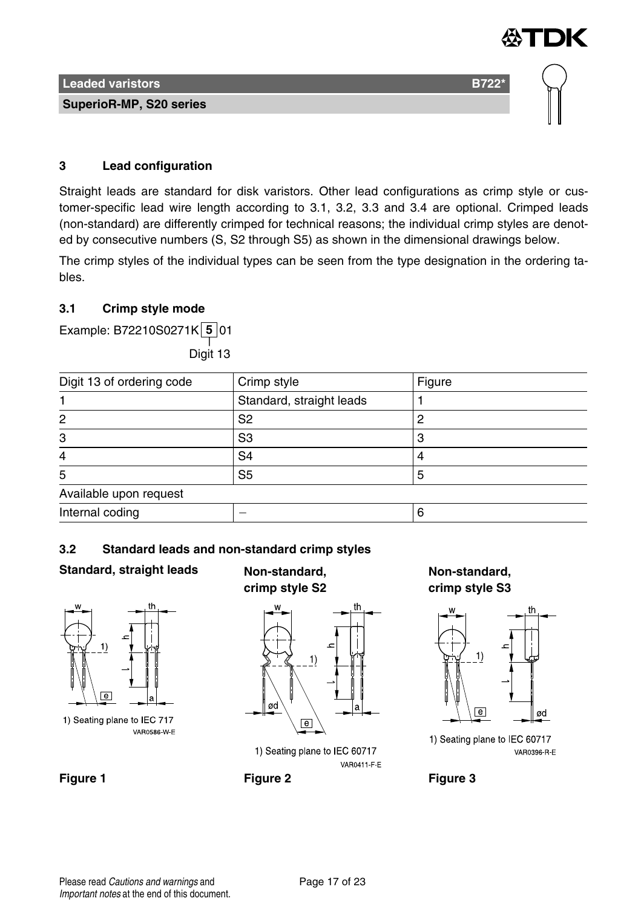## 3 Lead configuration

Straight leads are standard for disk varistors. Other lead configurations as crimp style or customer-specific lead wire length according to 3.1, 3.2, 3.3 and 3.4 are optional. Crimped leads (non-standard) are differently crimped for technical reasons; the individual crimp styles are denoted by consecutive numbers (S, S2 through S5) as shown in the dimensional drawings below.

The crimp styles of the individual types can be seen from the type designation in the ordering tables.

### 3.1 Crimp style mode

Example: B72210S0271K **5** 01

Digit 13

| Digit 13 of ordering code | Crimp style | Figure |
|---|---|---|
| 1 | Standard, straight leads | 1 |
| 2 | S2 | 2 |
| 3 | S3 | 3 |
| 4 | S4 | 4 |
| 5 | S5 | 5 |
| Available upon request | | |
| Internal coding | – | 6 |

### 3.2 Standard leads and non-standard crimp styles

**Standard, straight leads**

1) Seating plane to IEC 717

VAR0586-W-E

**Figure 1**

**Non-standard, crimp style S2**

1) Seating plane to IEC 60717

VAR0411-F-E

**Figure 2**

**Non-standard, crimp style S3**

1) Seating plane to IEC 60717

VAR0396-R-E

**Figure 3**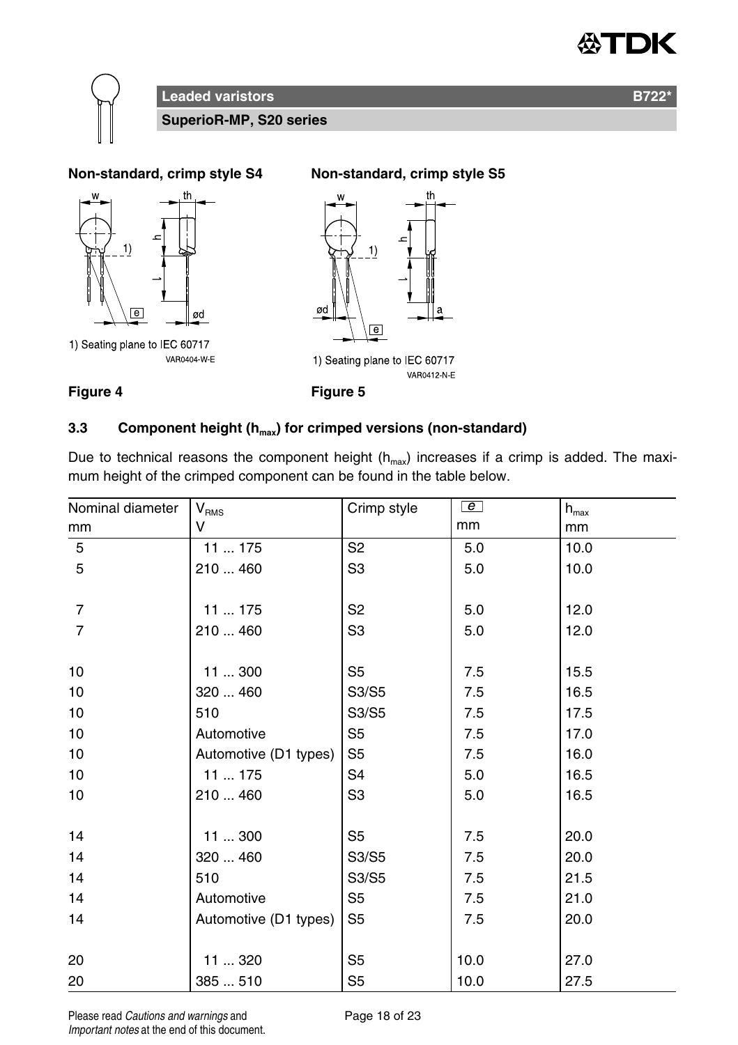## Leaded varistors

**SuperioR-MP, S20 series**

**Non-standard, crimp style S4**

1) Seating plane to IEC 60717

VAR0404-W-E

Figure 4

**Non-standard, crimp style S5**

1) Seating plane to IEC 60717

VAR0412-N-E

Figure 5

### 3.3 Component height ($h_{max}$) for crimped versions (non-standard)

Due to technical reasons the component height ($h_{max}$) increases if a crimp is added. The maximum height of the crimped component can be found in the table below.

| Nominal diameter mm | $V_{RMS}$ V | Crimp style | e mm | $h_{max}$ mm |
|---|---|---|---|---|
| 5 | 11 ... 175 | S2 | 5.0 | 10.0 |
| 5 | 210 ... 460 | S3 | 5.0 | 10.0 |
| | | | | |
| 7 | 11 ... 175 | S2 | 5.0 | 12.0 |
| 7 | 210 ... 460 | S3 | 5.0 | 12.0 |
| | | | | |
| 10 | 11 ... 300 | S5 | 7.5 | 15.5 |
| 10 | 320 ... 460 | S3/S5 | 7.5 | 16.5 |
| 10 | 510 | S3/S5 | 7.5 | 17.5 |
| 10 | Automotive | S5 | 7.5 | 17.0 |
| 10 | Automotive (D1 types) | S5 | 7.5 | 16.0 |
| 10 | 11 ... 175 | S4 | 5.0 | 16.5 |
| 10 | 210 ... 460 | S3 | 5.0 | 16.5 |
| | | | | |
| 14 | 11 ... 300 | S5 | 7.5 | 20.0 |
| 14 | 320 ... 460 | S3/S5 | 7.5 | 20.0 |
| 14 | 510 | S3/S5 | 7.5 | 21.5 |
| 14 | Automotive | S5 | 7.5 | 21.0 |
| 14 | Automotive (D1 types) | S5 | 7.5 | 20.0 |
| | | | | |
| 20 | 11 ... 320 | S5 | 10.0 | 27.0 |
| 20 | 385 ... 510 | S5 | 10.0 | 27.5 |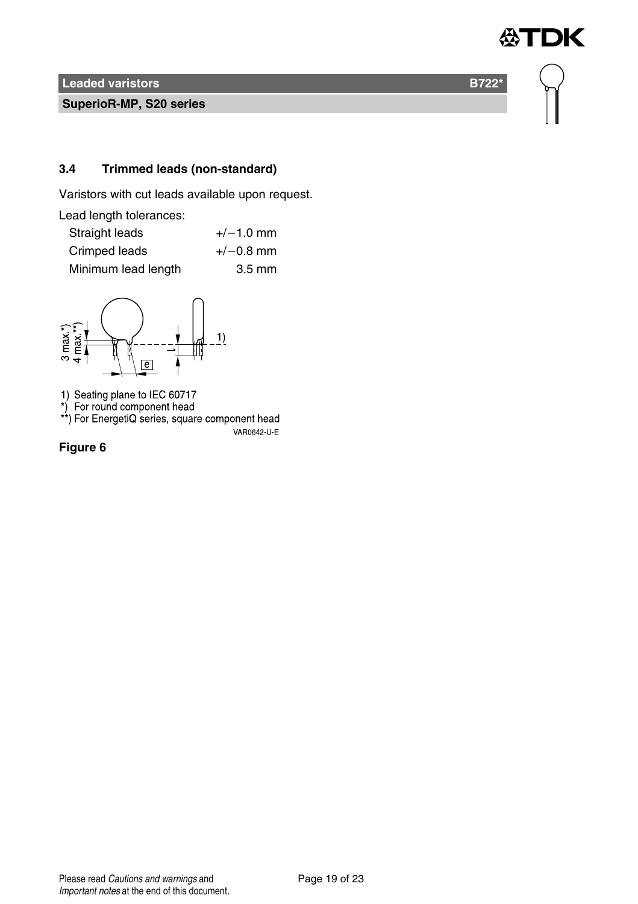## 3.4 Trimmed leads (non-standard)

Varistors with cut leads available upon request.

Lead length tolerances:

| | |
|---|---|
| Straight leads | +/−1.0 mm |
| Crimped leads | +/−0.8 mm |
| Minimum lead length | 3.5 mm |

1) Seating plane to IEC 60717
*) For round component head
**) For EnergetiQ series, square component head

VAR0642-U-E

**Figure 6**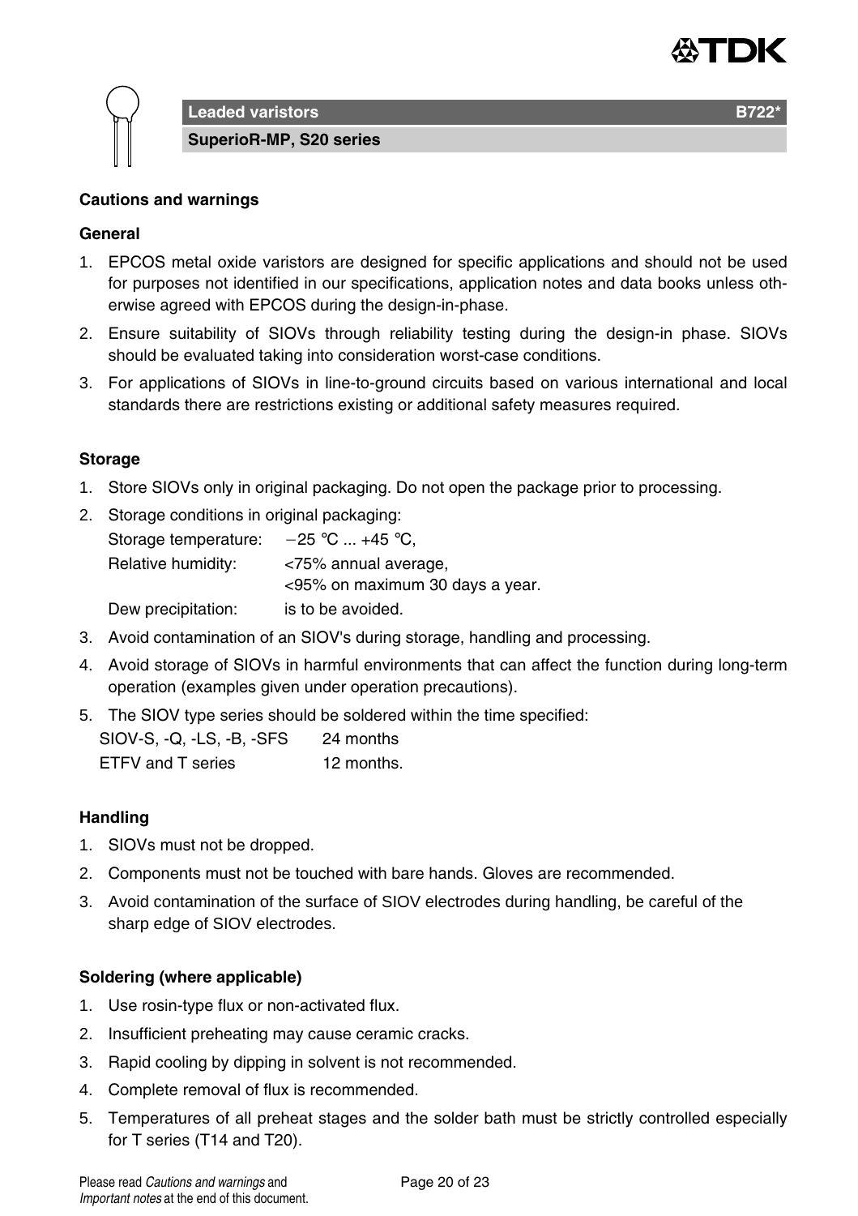# Leaded varistors B722*

## SuperioR-MP, S20 series

### Cautions and warnings

#### General

1. EPCOS metal oxide varistors are designed for specific applications and should not be used for purposes not identified in our specifications, application notes and data books unless otherwise agreed with EPCOS during the design-in-phase.
2. Ensure suitability of SIOVs through reliability testing during the design-in phase. SIOVs should be evaluated taking into consideration worst-case conditions.
3. For applications of SIOVs in line-to-ground circuits based on various international and local standards there are restrictions existing or additional safety measures required.

#### Storage

1. Store SIOVs only in original packaging. Do not open the package prior to processing.
2. Storage conditions in original packaging:

   Storage temperature: −25 °C ... +45 °C,

   Relative humidity: <75% annual average,
   <95% on maximum 30 days a year.

   Dew precipitation: is to be avoided.
3. Avoid contamination of an SIOV's during storage, handling and processing.
4. Avoid storage of SIOVs in harmful environments that can affect the function during long-term operation (examples given under operation precautions).
5. The SIOV type series should be soldered within the time specified:

   SIOV-S, -Q, -LS, -B, -SFS 24 months

   ETFV and T series 12 months.

#### Handling

1. SIOVs must not be dropped.
2. Components must not be touched with bare hands. Gloves are recommended.
3. Avoid contamination of the surface of SIOV electrodes during handling, be careful of the sharp edge of SIOV electrodes.

#### Soldering (where applicable)

1. Use rosin-type flux or non-activated flux.
2. Insufficient preheating may cause ceramic cracks.
3. Rapid cooling by dipping in solvent is not recommended.
4. Complete removal of flux is recommended.
5. Temperatures of all preheat stages and the solder bath must be strictly controlled especially for T series (T14 and T20).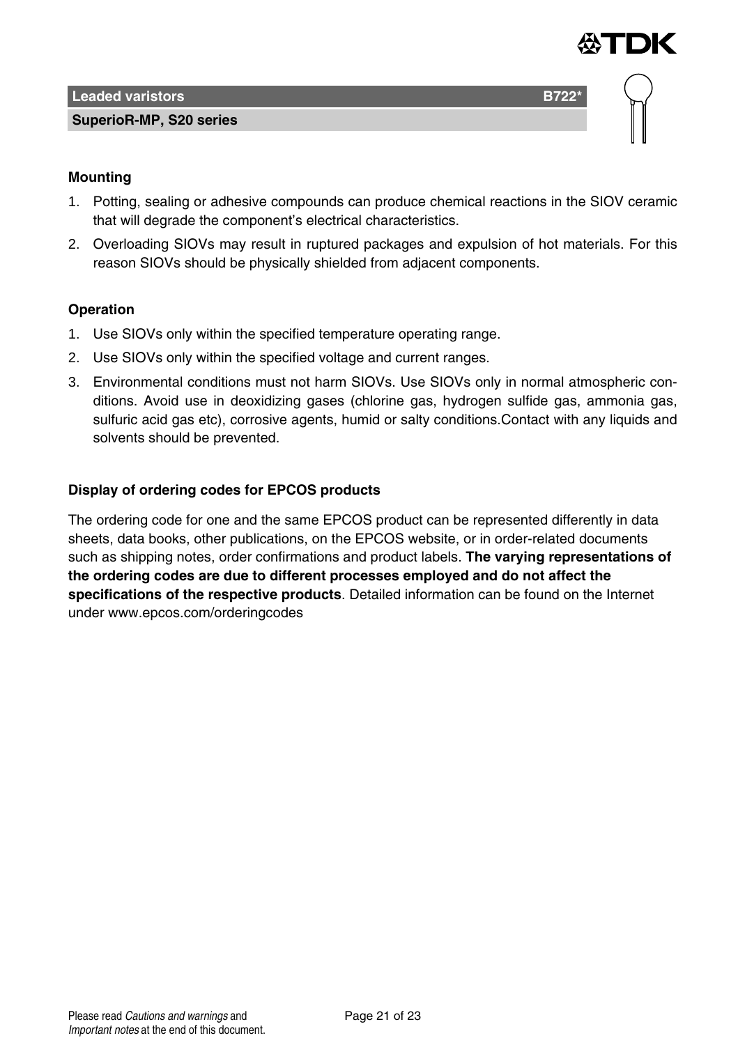**Mounting**

1. Potting, sealing or adhesive compounds can produce chemical reactions in the SIOV ceramic that will degrade the component's electrical characteristics.
2. Overloading SIOVs may result in ruptured packages and expulsion of hot materials. For this reason SIOVs should be physically shielded from adjacent components.

**Operation**

1. Use SIOVs only within the specified temperature operating range.
2. Use SIOVs only within the specified voltage and current ranges.
3. Environmental conditions must not harm SIOVs. Use SIOVs only in normal atmospheric conditions. Avoid use in deoxidizing gases (chlorine gas, hydrogen sulfide gas, ammonia gas, sulfuric acid gas etc), corrosive agents, humid or salty conditions.Contact with any liquids and solvents should be prevented.

**Display of ordering codes for EPCOS products**

The ordering code for one and the same EPCOS product can be represented differently in data sheets, data books, other publications, on the EPCOS website, or in order-related documents such as shipping notes, order confirmations and product labels. **The varying representations of the ordering codes are due to different processes employed and do not affect the specifications of the respective products**. Detailed information can be found on the Internet under www.epcos.com/orderingcodes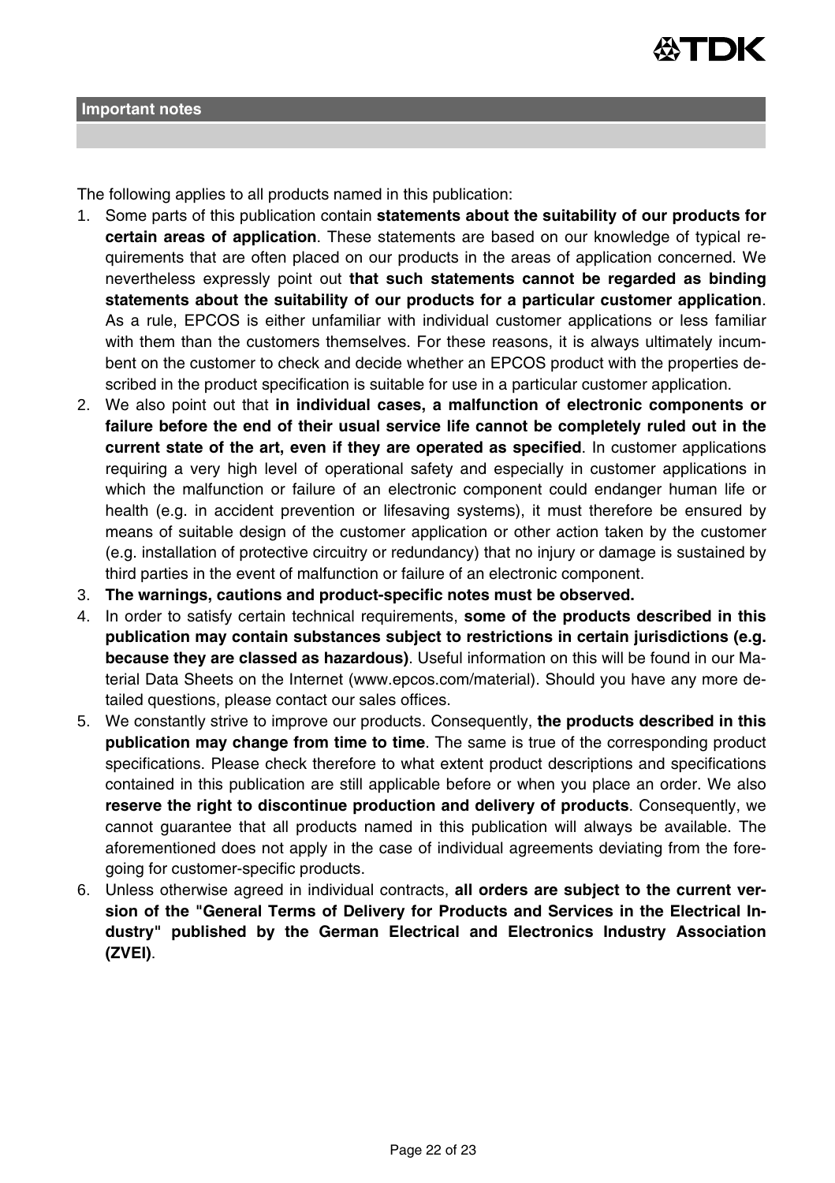## Important notes

The following applies to all products named in this publication:

1. Some parts of this publication contain **statements about the suitability of our products for certain areas of application**. These statements are based on our knowledge of typical requirements that are often placed on our products in the areas of application concerned. We nevertheless expressly point out **that such statements cannot be regarded as binding statements about the suitability of our products for a particular customer application**. As a rule, EPCOS is either unfamiliar with individual customer applications or less familiar with them than the customers themselves. For these reasons, it is always ultimately incumbent on the customer to check and decide whether an EPCOS product with the properties described in the product specification is suitable for use in a particular customer application.
2. We also point out that **in individual cases, a malfunction of electronic components or failure before the end of their usual service life cannot be completely ruled out in the current state of the art, even if they are operated as specified**. In customer applications requiring a very high level of operational safety and especially in customer applications in which the malfunction or failure of an electronic component could endanger human life or health (e.g. in accident prevention or lifesaving systems), it must therefore be ensured by means of suitable design of the customer application or other action taken by the customer (e.g. installation of protective circuitry or redundancy) that no injury or damage is sustained by third parties in the event of malfunction or failure of an electronic component.
3. **The warnings, cautions and product-specific notes must be observed.**
4. In order to satisfy certain technical requirements, **some of the products described in this publication may contain substances subject to restrictions in certain jurisdictions (e.g. because they are classed as hazardous)**. Useful information on this will be found in our Material Data Sheets on the Internet (www.epcos.com/material). Should you have any more detailed questions, please contact our sales offices.
5. We constantly strive to improve our products. Consequently, **the products described in this publication may change from time to time**. The same is true of the corresponding product specifications. Please check therefore to what extent product descriptions and specifications contained in this publication are still applicable before or when you place an order. We also **reserve the right to discontinue production and delivery of products**. Consequently, we cannot guarantee that all products named in this publication will always be available. The aforementioned does not apply in the case of individual agreements deviating from the foregoing for customer-specific products.
6. Unless otherwise agreed in individual contracts, **all orders are subject to the current version of the "General Terms of Delivery for Products and Services in the Electrical Industry" published by the German Electrical and Electronics Industry Association (ZVEI)**.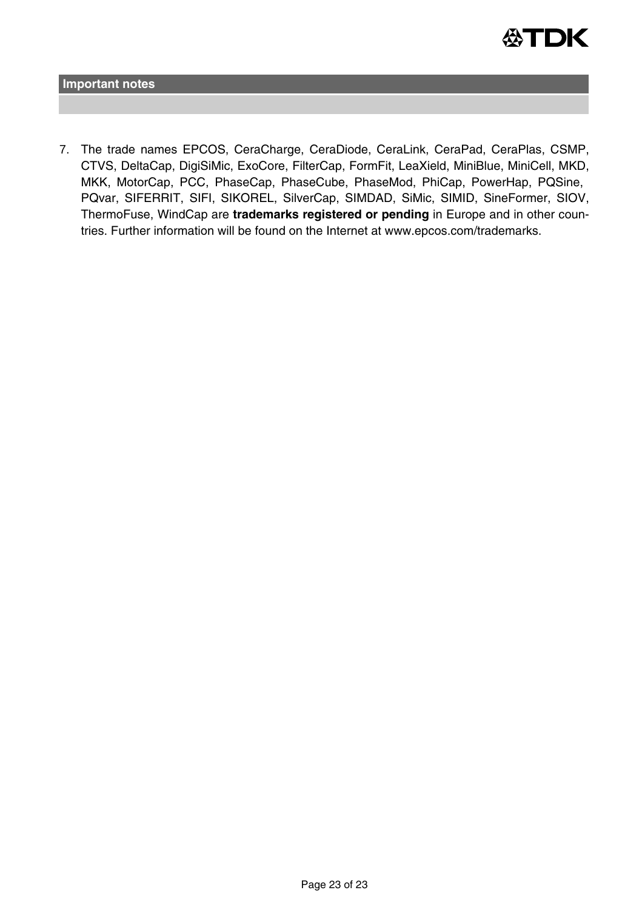## Important notes

7. The trade names EPCOS, CeraCharge, CeraDiode, CeraLink, CeraPad, CeraPlas, CSMP, CTVS, DeltaCap, DigiSiMic, ExoCore, FilterCap, FormFit, LeaXield, MiniBlue, MiniCell, MKD, MKK, MotorCap, PCC, PhaseCap, PhaseCube, PhaseMod, PhiCap, PowerHap, PQSine, PQvar, SIFERRIT, SIFI, SIKOREL, SilverCap, SIMDAD, SiMic, SIMID, SineFormer, SIOV, ThermoFuse, WindCap are **trademarks registered or pending** in Europe and in other countries. Further information will be found on the Internet at www.epcos.com/trademarks.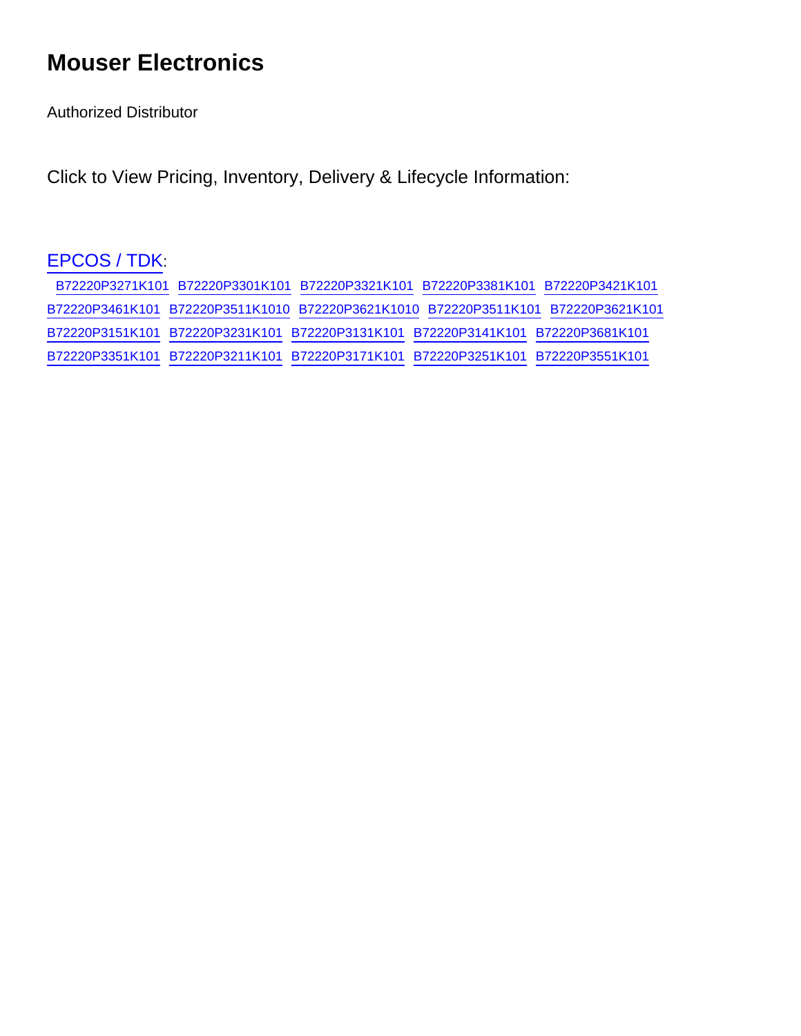# Mouser Electronics

Authorized Distributor

Click to View Pricing, Inventory, Delivery & Lifecycle Information:

EPCOS / TDK:

B72220P3271K101 B72220P3301K101 B72220P3321K101 B72220P3381K101 B72220P3421K101 B72220P3461K101 B72220P3511K1010 B72220P3621K1010 B72220P3511K101 B72220P3621K101 B72220P3151K101 B72220P3231K101 B72220P3131K101 B72220P3141K101 B72220P3681K101 B72220P3351K101 B72220P3211K101 B72220P3171K101 B72220P3251K101 B72220P3551K101